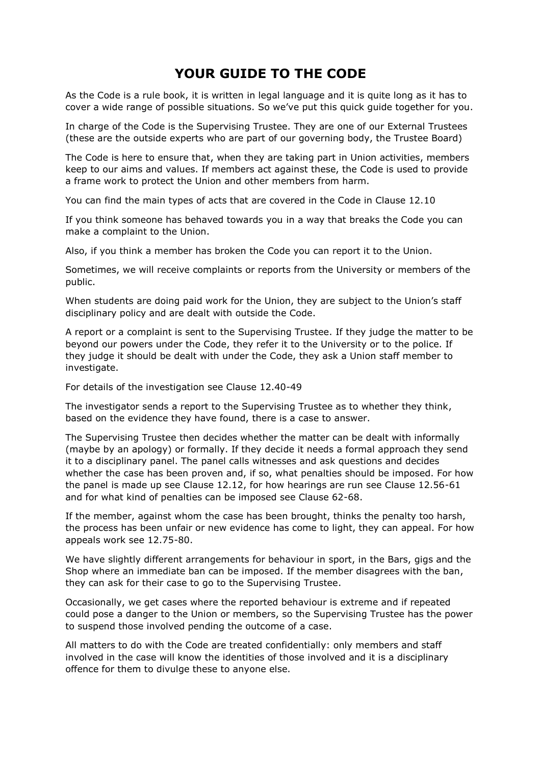# YOUR GUIDE TO THE CODE

As the Code is a rule book, it is written in legal language and it is quite long as it has to cover a wide range of possible situations. So we've put this quick guide together for you.

In charge of the Code is the Supervising Trustee. They are one of our External Trustees (these are the outside experts who are part of our governing body, the Trustee Board)

The Code is here to ensure that, when they are taking part in Union activities, members keep to our aims and values. If members act against these, the Code is used to provide a frame work to protect the Union and other members from harm.

You can find the main types of acts that are covered in the Code in Clause 12.10

If you think someone has behaved towards you in a way that breaks the Code you can make a complaint to the Union.

Also, if you think a member has broken the Code you can report it to the Union.

Sometimes, we will receive complaints or reports from the University or members of the public.

When students are doing paid work for the Union, they are subject to the Union's staff disciplinary policy and are dealt with outside the Code.

A report or a complaint is sent to the Supervising Trustee. If they judge the matter to be beyond our powers under the Code, they refer it to the University or to the police. If they judge it should be dealt with under the Code, they ask a Union staff member to investigate.

For details of the investigation see Clause 12.40-49

The investigator sends a report to the Supervising Trustee as to whether they think, based on the evidence they have found, there is a case to answer.

The Supervising Trustee then decides whether the matter can be dealt with informally (maybe by an apology) or formally. If they decide it needs a formal approach they send it to a disciplinary panel. The panel calls witnesses and ask questions and decides whether the case has been proven and, if so, what penalties should be imposed. For how the panel is made up see Clause 12.12, for how hearings are run see Clause 12.56-61 and for what kind of penalties can be imposed see Clause 62-68.

If the member, against whom the case has been brought, thinks the penalty too harsh, the process has been unfair or new evidence has come to light, they can appeal. For how appeals work see 12.75-80.

We have slightly different arrangements for behaviour in sport, in the Bars, gigs and the Shop where an immediate ban can be imposed. If the member disagrees with the ban, they can ask for their case to go to the Supervising Trustee.

Occasionally, we get cases where the reported behaviour is extreme and if repeated could pose a danger to the Union or members, so the Supervising Trustee has the power to suspend those involved pending the outcome of a case.

All matters to do with the Code are treated confidentially: only members and staff involved in the case will know the identities of those involved and it is a disciplinary offence for them to divulge these to anyone else.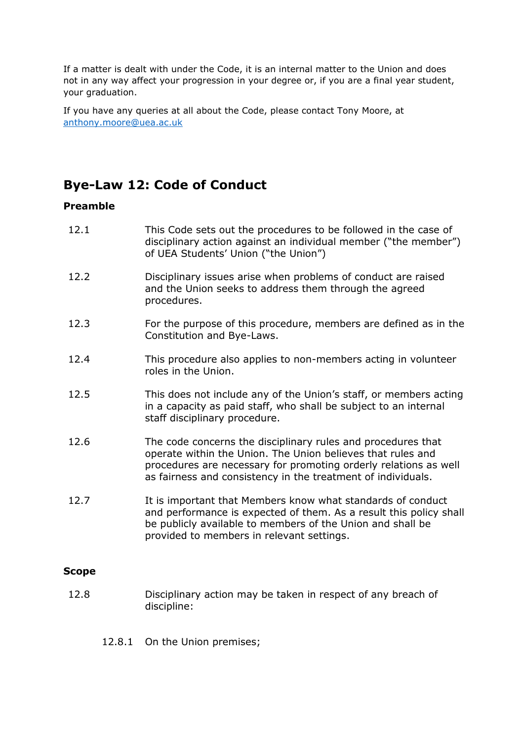If a matter is dealt with under the Code, it is an internal matter to the Union and does not in any way affect your progression in your degree or, if you are a final year student, your graduation.

If you have any queries at all about the Code, please contact Tony Moore, at [anthony.moore@uea.ac.uk](mailto:anthony.moore@uea.ac.uk)

## Bye-Law 12: Code of Conduct

**Preamble**

12.1 This Code sets out the procedures to be followed in the case of disciplinary action against an individual member ("the member") of UEA Students' Union ("the Union")

12.2 Disciplinary issues arise when problems of conduct are raised and the Union seeks to address them through the agreed procedures.

12.3 For the purpose of this procedure, members are defined as in the Constitution and Bye-Laws.

12.4 This procedure also applies to non-members acting in volunteer roles in the Union.

12.5 This does not include any of the Union's staff, or members acting in a capacity as paid staff, who shall be subject to an internal staff disciplinary procedure.

12.6 The code concerns the disciplinary rules and procedures that operate within the Union. The Union believes that rules and procedures are necessary for promoting orderly relations as well as fairness and consistency in the treatment of individuals.

12.7 It is important that Members know what standards of conduct and performance is expected of them. As a result this policy shall be publicly available to members of the Union and shall be provided to members in relevant settings.

**Scope**

12.8 Disciplinary action may be taken in respect of any breach of discipline:

12.8.1 On the Union premises;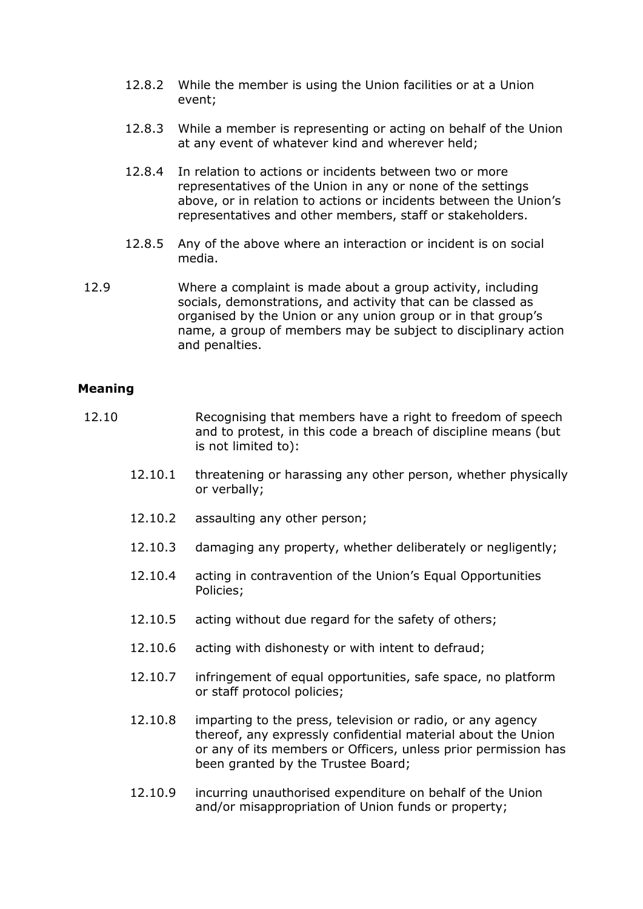12.8.2 While the member is using the Union facilities or at a Union event;

12.8.3 While a member is representing or acting on behalf of the Union at any event of whatever kind and wherever held;

12.8.4 In relation to actions or incidents between two or more representatives of the Union in any or none of the settings above, or in relation to actions or incidents between the Union's representatives and other members, staff or stakeholders.

12.8.5 Any of the above where an interaction or incident is on social media.

12.9 Where a complaint is made about a group activity, including socials, demonstrations, and activity that can be classed as organised by the Union or any union group or in that group's name, a group of members may be subject to disciplinary action and penalties.

**Meaning**

12.10 Recognising that members have a right to freedom of speech and to protest, in this code a breach of discipline means (but is not limited to):

12.10.1 threatening or harassing any other person, whether physically or verbally;

12.10.2 assaulting any other person;

12.10.3 damaging any property, whether deliberately or negligently;

12.10.4 acting in contravention of the Union's Equal Opportunities Policies;

12.10.5 acting without due regard for the safety of others;

12.10.6 acting with dishonesty or with intent to defraud;

12.10.7 infringement of equal opportunities, safe space, no platform or staff protocol policies;

12.10.8 imparting to the press, television or radio, or any agency thereof, any expressly confidential material about the Union or any of its members or Officers, unless prior permission has been granted by the Trustee Board;

12.10.9 incurring unauthorised expenditure on behalf of the Union and/or misappropriation of Union funds or property;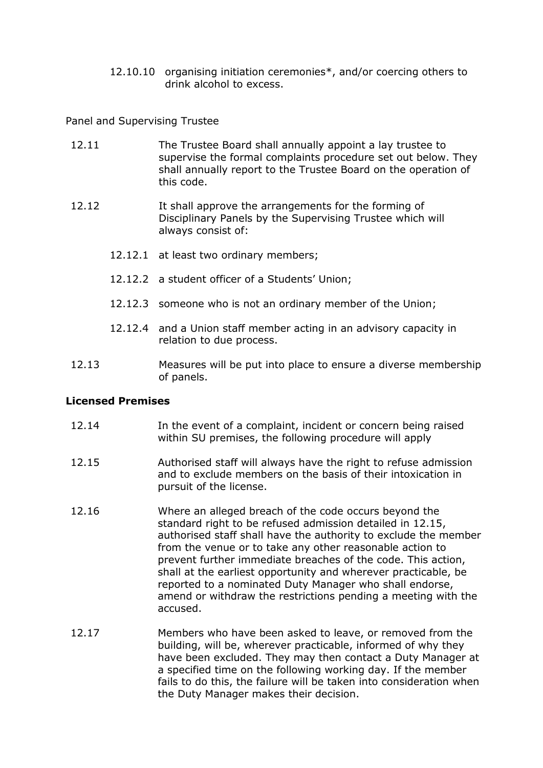12.10.10 organising initiation ceremonies*, and/or coercing others to drink alcohol to excess.

Panel and Supervising Trustee

12.11 The Trustee Board shall annually appoint a lay trustee to supervise the formal complaints procedure set out below. They shall annually report to the Trustee Board on the operation of this code.

12.12 It shall approve the arrangements for the forming of Disciplinary Panels by the Supervising Trustee which will always consist of:

12.12.1 at least two ordinary members;

12.12.2 a student officer of a Students' Union;

12.12.3 someone who is not an ordinary member of the Union;

12.12.4 and a Union staff member acting in an advisory capacity in relation to due process.

12.13 Measures will be put into place to ensure a diverse membership of panels.

**Licensed Premises**

12.14 In the event of a complaint, incident or concern being raised within SU premises, the following procedure will apply

12.15 Authorised staff will always have the right to refuse admission and to exclude members on the basis of their intoxication in pursuit of the license.

12.16 Where an alleged breach of the code occurs beyond the standard right to be refused admission detailed in 12.15, authorised staff shall have the authority to exclude the member from the venue or to take any other reasonable action to prevent further immediate breaches of the code. This action, shall at the earliest opportunity and wherever practicable, be reported to a nominated Duty Manager who shall endorse, amend or withdraw the restrictions pending a meeting with the accused.

12.17 Members who have been asked to leave, or removed from the building, will be, wherever practicable, informed of why they have been excluded. They may then contact a Duty Manager at a specified time on the following working day. If the member fails to do this, the failure will be taken into consideration when the Duty Manager makes their decision.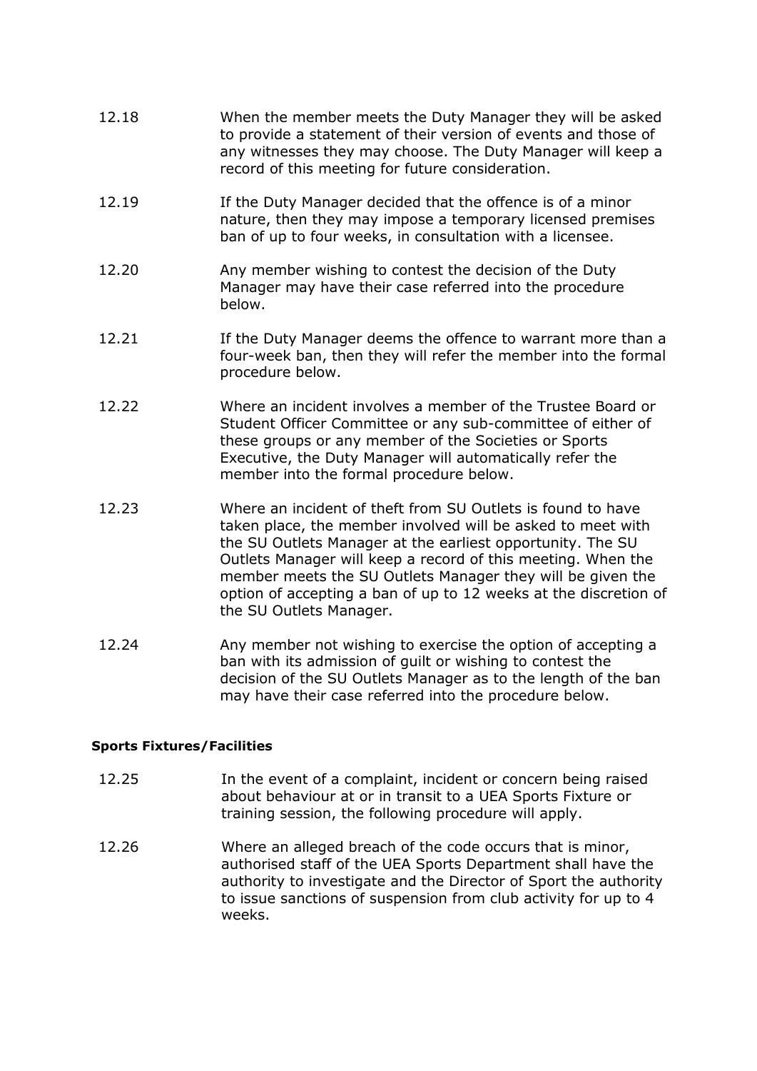12.18 When the member meets the Duty Manager they will be asked to provide a statement of their version of events and those of any witnesses they may choose. The Duty Manager will keep a record of this meeting for future consideration.

12.19 If the Duty Manager decided that the offence is of a minor nature, then they may impose a temporary licensed premises ban of up to four weeks, in consultation with a licensee.

12.20 Any member wishing to contest the decision of the Duty Manager may have their case referred into the procedure below.

12.21 If the Duty Manager deems the offence to warrant more than a four-week ban, then they will refer the member into the formal procedure below.

12.22 Where an incident involves a member of the Trustee Board or Student Officer Committee or any sub-committee of either of these groups or any member of the Societies or Sports Executive, the Duty Manager will automatically refer the member into the formal procedure below.

12.23 Where an incident of theft from SU Outlets is found to have taken place, the member involved will be asked to meet with the SU Outlets Manager at the earliest opportunity. The SU Outlets Manager will keep a record of this meeting. When the member meets the SU Outlets Manager they will be given the option of accepting a ban of up to 12 weeks at the discretion of the SU Outlets Manager.

12.24 Any member not wishing to exercise the option of accepting a ban with its admission of guilt or wishing to contest the decision of the SU Outlets Manager as to the length of the ban may have their case referred into the procedure below.

**Sports Fixtures/Facilities**

12.25 In the event of a complaint, incident or concern being raised about behaviour at or in transit to a UEA Sports Fixture or training session, the following procedure will apply.

12.26 Where an alleged breach of the code occurs that is minor, authorised staff of the UEA Sports Department shall have the authority to investigate and the Director of Sport the authority to issue sanctions of suspension from club activity for up to 4 weeks.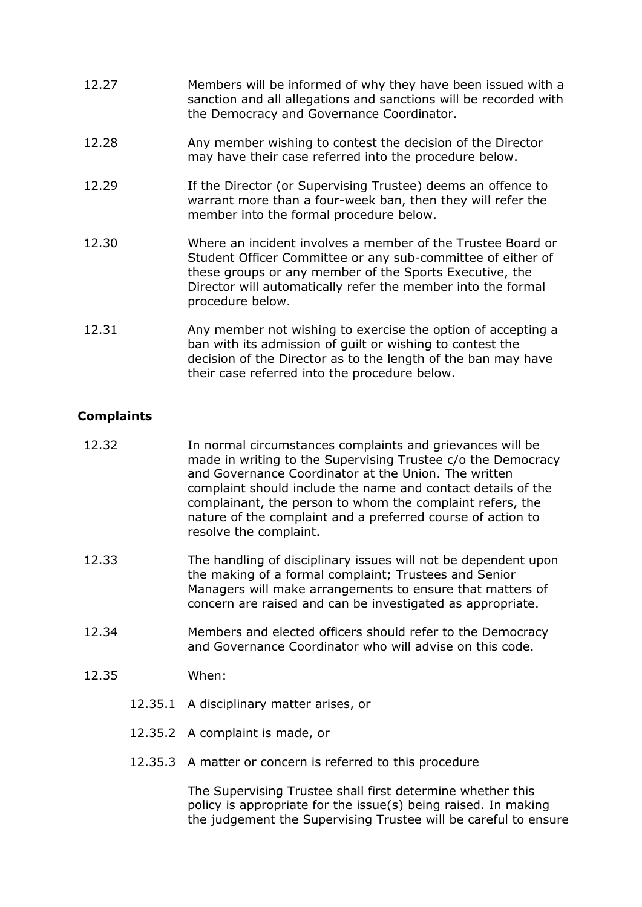12.27 Members will be informed of why they have been issued with a sanction and all allegations and sanctions will be recorded with the Democracy and Governance Coordinator.

12.28 Any member wishing to contest the decision of the Director may have their case referred into the procedure below.

12.29 If the Director (or Supervising Trustee) deems an offence to warrant more than a four-week ban, then they will refer the member into the formal procedure below.

12.30 Where an incident involves a member of the Trustee Board or Student Officer Committee or any sub-committee of either of these groups or any member of the Sports Executive, the Director will automatically refer the member into the formal procedure below.

12.31 Any member not wishing to exercise the option of accepting a ban with its admission of guilt or wishing to contest the decision of the Director as to the length of the ban may have their case referred into the procedure below.

**Complaints**

12.32 In normal circumstances complaints and grievances will be made in writing to the Supervising Trustee c/o the Democracy and Governance Coordinator at the Union. The written complaint should include the name and contact details of the complainant, the person to whom the complaint refers, the nature of the complaint and a preferred course of action to resolve the complaint.

12.33 The handling of disciplinary issues will not be dependent upon the making of a formal complaint; Trustees and Senior Managers will make arrangements to ensure that matters of concern are raised and can be investigated as appropriate.

12.34 Members and elected officers should refer to the Democracy and Governance Coordinator who will advise on this code.

12.35 When:

- 12.35.1 A disciplinary matter arises, or
- 12.35.2 A complaint is made, or
- 12.35.3 A matter or concern is referred to this procedure

The Supervising Trustee shall first determine whether this policy is appropriate for the issue(s) being raised. In making the judgement the Supervising Trustee will be careful to ensure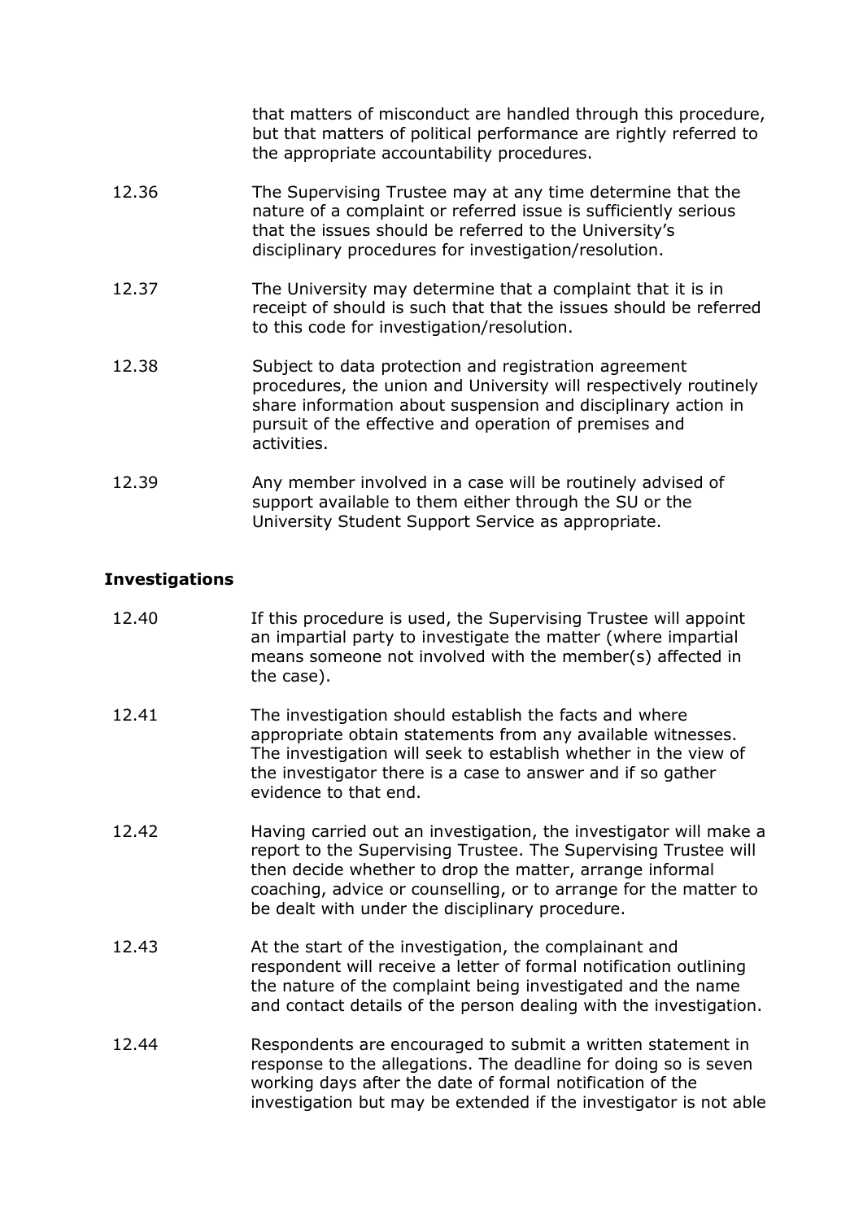that matters of misconduct are handled through this procedure, but that matters of political performance are rightly referred to the appropriate accountability procedures.

12.36 The Supervising Trustee may at any time determine that the nature of a complaint or referred issue is sufficiently serious that the issues should be referred to the University's disciplinary procedures for investigation/resolution.

12.37 The University may determine that a complaint that it is in receipt of should is such that that the issues should be referred to this code for investigation/resolution.

12.38 Subject to data protection and registration agreement procedures, the union and University will respectively routinely share information about suspension and disciplinary action in pursuit of the effective and operation of premises and activities.

12.39 Any member involved in a case will be routinely advised of support available to them either through the SU or the University Student Support Service as appropriate.

**Investigations**

12.40 If this procedure is used, the Supervising Trustee will appoint an impartial party to investigate the matter (where impartial means someone not involved with the member(s) affected in the case).

12.41 The investigation should establish the facts and where appropriate obtain statements from any available witnesses. The investigation will seek to establish whether in the view of the investigator there is a case to answer and if so gather evidence to that end.

12.42 Having carried out an investigation, the investigator will make a report to the Supervising Trustee. The Supervising Trustee will then decide whether to drop the matter, arrange informal coaching, advice or counselling, or to arrange for the matter to be dealt with under the disciplinary procedure.

12.43 At the start of the investigation, the complainant and respondent will receive a letter of formal notification outlining the nature of the complaint being investigated and the name and contact details of the person dealing with the investigation.

12.44 Respondents are encouraged to submit a written statement in response to the allegations. The deadline for doing so is seven working days after the date of formal notification of the investigation but may be extended if the investigator is not able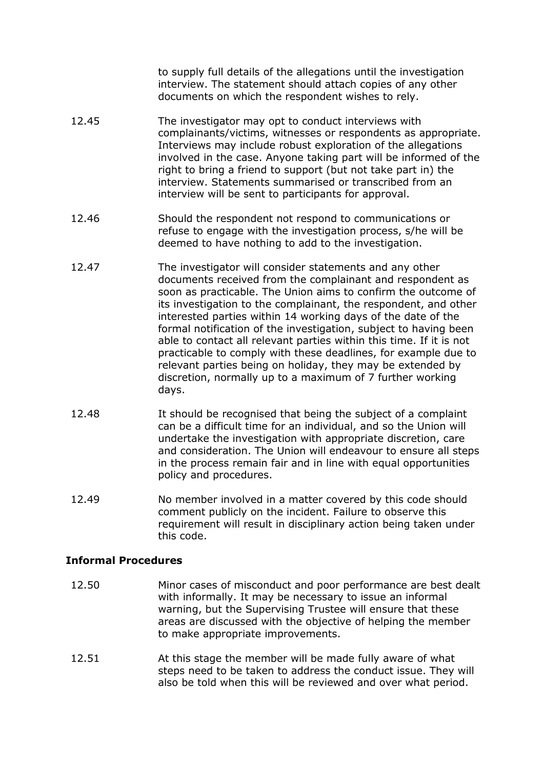to supply full details of the allegations until the investigation interview. The statement should attach copies of any other documents on which the respondent wishes to rely.

12.45 The investigator may opt to conduct interviews with complainants/victims, witnesses or respondents as appropriate. Interviews may include robust exploration of the allegations involved in the case. Anyone taking part will be informed of the right to bring a friend to support (but not take part in) the interview. Statements summarised or transcribed from an interview will be sent to participants for approval.

12.46 Should the respondent not respond to communications or refuse to engage with the investigation process, s/he will be deemed to have nothing to add to the investigation.

12.47 The investigator will consider statements and any other documents received from the complainant and respondent as soon as practicable. The Union aims to confirm the outcome of its investigation to the complainant, the respondent, and other interested parties within 14 working days of the date of the formal notification of the investigation, subject to having been able to contact all relevant parties within this time. If it is not practicable to comply with these deadlines, for example due to relevant parties being on holiday, they may be extended by discretion, normally up to a maximum of 7 further working days.

12.48 It should be recognised that being the subject of a complaint can be a difficult time for an individual, and so the Union will undertake the investigation with appropriate discretion, care and consideration. The Union will endeavour to ensure all steps in the process remain fair and in line with equal opportunities policy and procedures.

12.49 No member involved in a matter covered by this code should comment publicly on the incident. Failure to observe this requirement will result in disciplinary action being taken under this code.

**Informal Procedures**

12.50 Minor cases of misconduct and poor performance are best dealt with informally. It may be necessary to issue an informal warning, but the Supervising Trustee will ensure that these areas are discussed with the objective of helping the member to make appropriate improvements.

12.51 At this stage the member will be made fully aware of what steps need to be taken to address the conduct issue. They will also be told when this will be reviewed and over what period.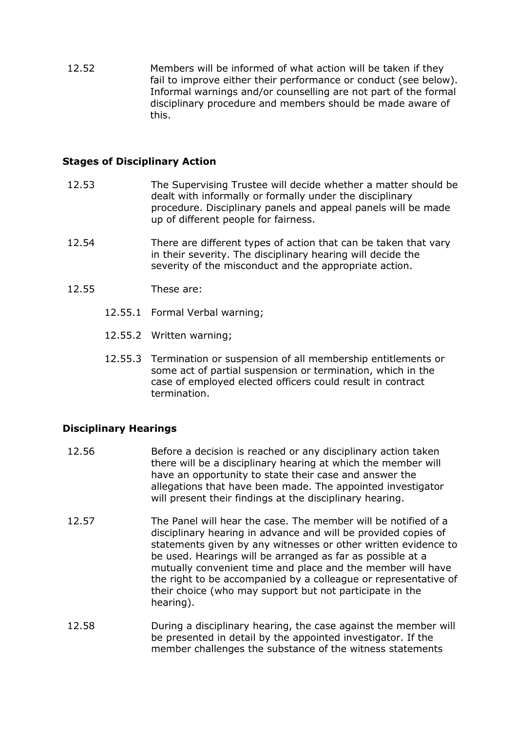12.52 Members will be informed of what action will be taken if they fail to improve either their performance or conduct (see below). Informal warnings and/or counselling are not part of the formal disciplinary procedure and members should be made aware of this.

**Stages of Disciplinary Action**

12.53 The Supervising Trustee will decide whether a matter should be dealt with informally or formally under the disciplinary procedure. Disciplinary panels and appeal panels will be made up of different people for fairness.

12.54 There are different types of action that can be taken that vary in their severity. The disciplinary hearing will decide the severity of the misconduct and the appropriate action.

12.55 These are:

- 12.55.1 Formal Verbal warning;
- 12.55.2 Written warning;
- 12.55.3 Termination or suspension of all membership entitlements or some act of partial suspension or termination, which in the case of employed elected officers could result in contract termination.

**Disciplinary Hearings**

12.56 Before a decision is reached or any disciplinary action taken there will be a disciplinary hearing at which the member will have an opportunity to state their case and answer the allegations that have been made. The appointed investigator will present their findings at the disciplinary hearing.

12.57 The Panel will hear the case. The member will be notified of a disciplinary hearing in advance and will be provided copies of statements given by any witnesses or other written evidence to be used. Hearings will be arranged as far as possible at a mutually convenient time and place and the member will have the right to be accompanied by a colleague or representative of their choice (who may support but not participate in the hearing).

12.58 During a disciplinary hearing, the case against the member will be presented in detail by the appointed investigator. If the member challenges the substance of the witness statements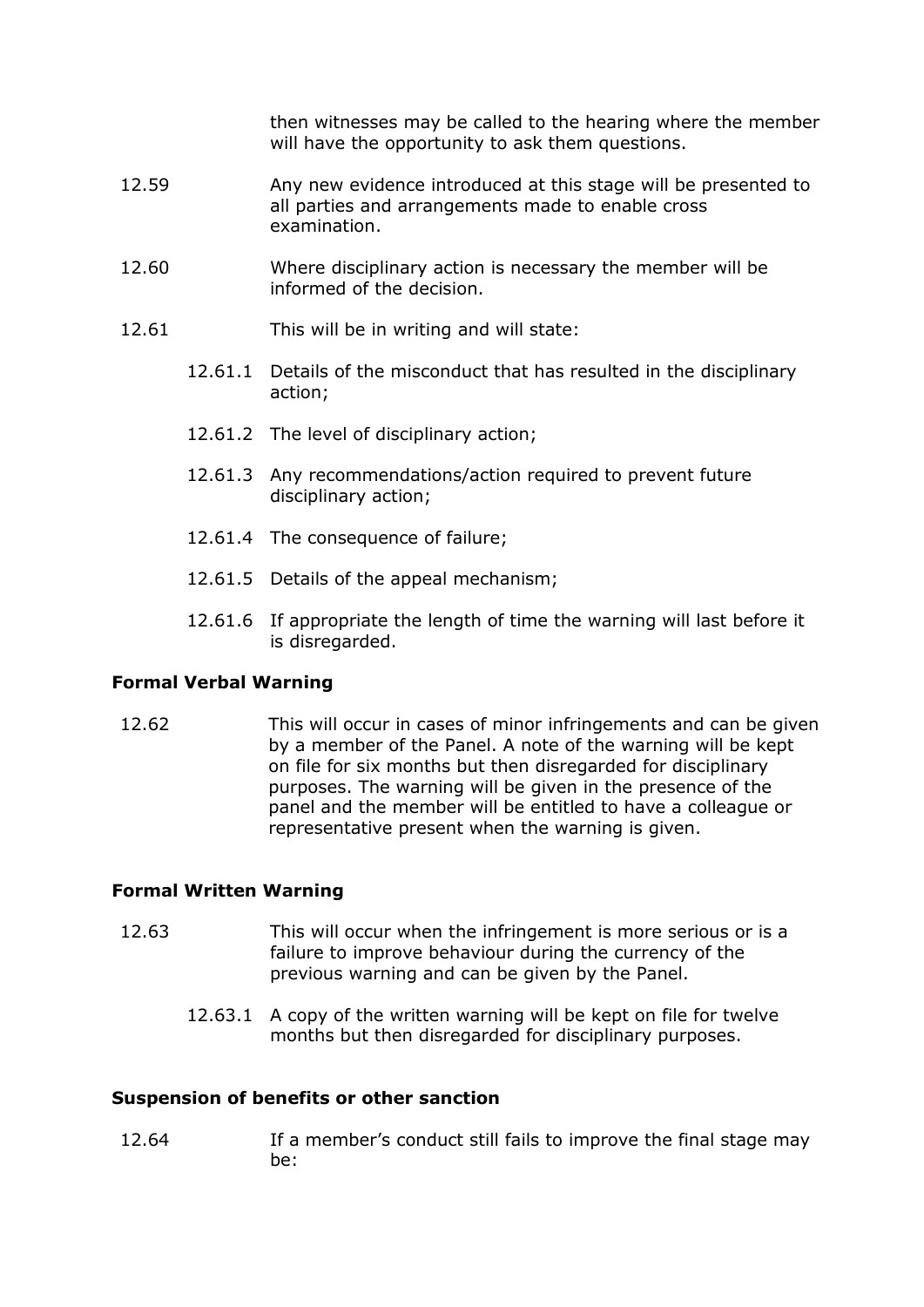then witnesses may be called to the hearing where the member will have the opportunity to ask them questions.

12.59 Any new evidence introduced at this stage will be presented to all parties and arrangements made to enable cross examination.

12.60 Where disciplinary action is necessary the member will be informed of the decision.

12.61 This will be in writing and will state:

- 12.61.1 Details of the misconduct that has resulted in the disciplinary action;
- 12.61.2 The level of disciplinary action;
- 12.61.3 Any recommendations/action required to prevent future disciplinary action;
- 12.61.4 The consequence of failure;
- 12.61.5 Details of the appeal mechanism;
- 12.61.6 If appropriate the length of time the warning will last before it is disregarded.

**Formal Verbal Warning**

12.62 This will occur in cases of minor infringements and can be given by a member of the Panel. A note of the warning will be kept on file for six months but then disregarded for disciplinary purposes. The warning will be given in the presence of the panel and the member will be entitled to have a colleague or representative present when the warning is given.

**Formal Written Warning**

12.63 This will occur when the infringement is more serious or is a failure to improve behaviour during the currency of the previous warning and can be given by the Panel.

- 12.63.1 A copy of the written warning will be kept on file for twelve months but then disregarded for disciplinary purposes.

**Suspension of benefits or other sanction**

12.64 If a member's conduct still fails to improve the final stage may be: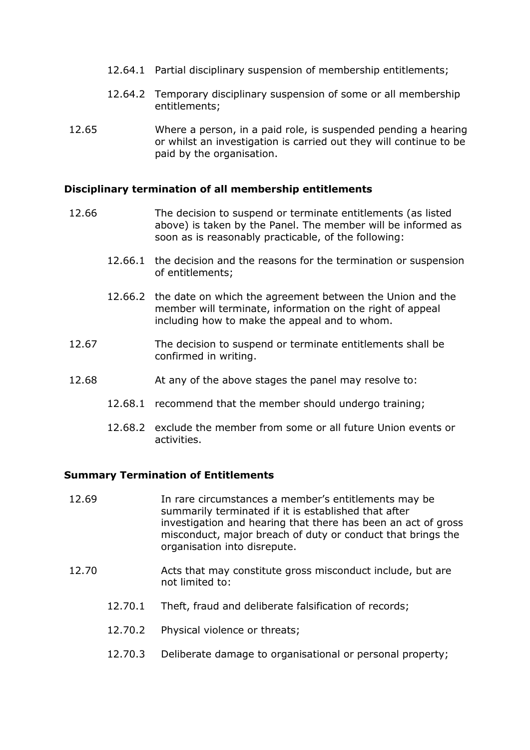12.64.1 Partial disciplinary suspension of membership entitlements;

12.64.2 Temporary disciplinary suspension of some or all membership entitlements;

12.65 Where a person, in a paid role, is suspended pending a hearing or whilst an investigation is carried out they will continue to be paid by the organisation.

**Disciplinary termination of all membership entitlements**

12.66 The decision to suspend or terminate entitlements (as listed above) is taken by the Panel. The member will be informed as soon as is reasonably practicable, of the following:

12.66.1 the decision and the reasons for the termination or suspension of entitlements;

12.66.2 the date on which the agreement between the Union and the member will terminate, information on the right of appeal including how to make the appeal and to whom.

12.67 The decision to suspend or terminate entitlements shall be confirmed in writing.

12.68 At any of the above stages the panel may resolve to:

12.68.1 recommend that the member should undergo training;

12.68.2 exclude the member from some or all future Union events or activities.

**Summary Termination of Entitlements**

12.69 In rare circumstances a member's entitlements may be summarily terminated if it is established that after investigation and hearing that there has been an act of gross misconduct, major breach of duty or conduct that brings the organisation into disrepute.

12.70 Acts that may constitute gross misconduct include, but are not limited to:

12.70.1 Theft, fraud and deliberate falsification of records;

12.70.2 Physical violence or threats;

12.70.3 Deliberate damage to organisational or personal property;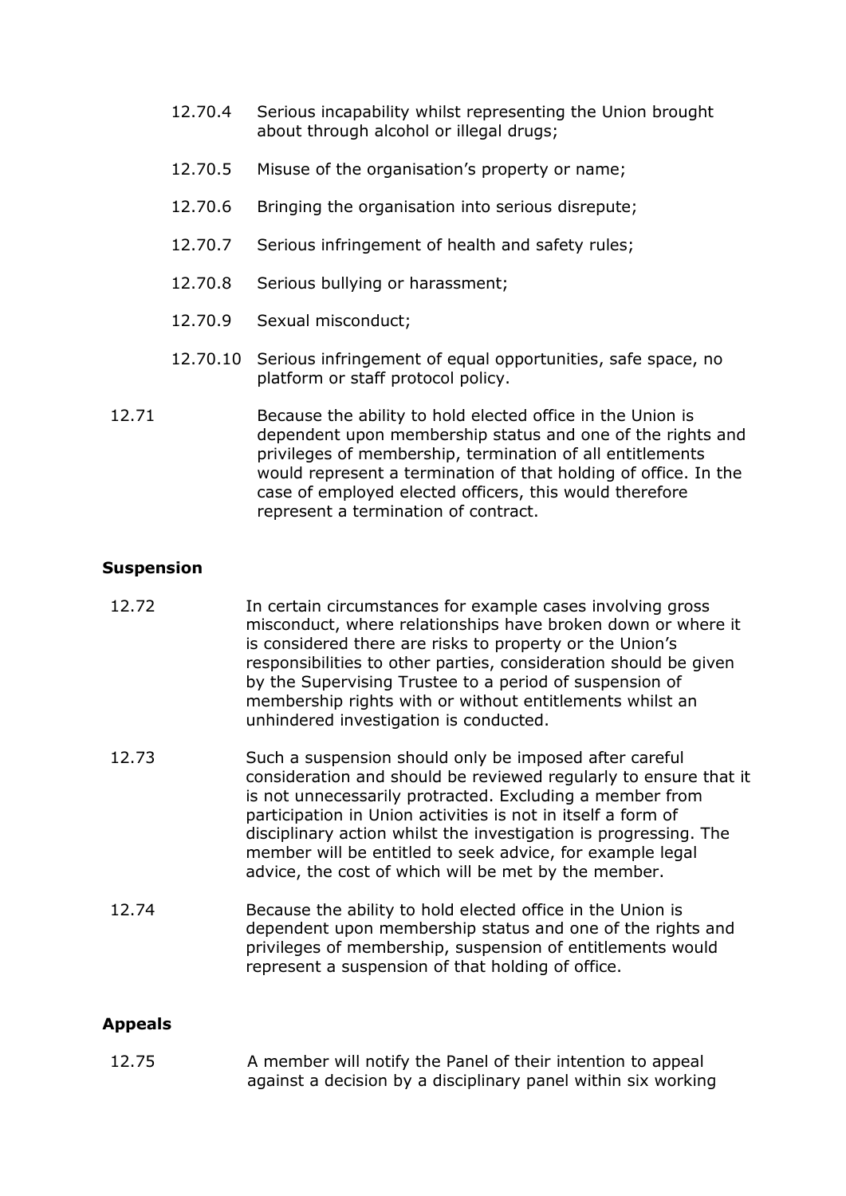12.70.4 Serious incapability whilst representing the Union brought about through alcohol or illegal drugs;

12.70.5 Misuse of the organisation's property or name;

12.70.6 Bringing the organisation into serious disrepute;

12.70.7 Serious infringement of health and safety rules;

12.70.8 Serious bullying or harassment;

12.70.9 Sexual misconduct;

12.70.10 Serious infringement of equal opportunities, safe space, no platform or staff protocol policy.

12.71 Because the ability to hold elected office in the Union is dependent upon membership status and one of the rights and privileges of membership, termination of all entitlements would represent a termination of that holding of office. In the case of employed elected officers, this would therefore represent a termination of contract.

**Suspension**

12.72 In certain circumstances for example cases involving gross misconduct, where relationships have broken down or where it is considered there are risks to property or the Union's responsibilities to other parties, consideration should be given by the Supervising Trustee to a period of suspension of membership rights with or without entitlements whilst an unhindered investigation is conducted.

12.73 Such a suspension should only be imposed after careful consideration and should be reviewed regularly to ensure that it is not unnecessarily protracted. Excluding a member from participation in Union activities is not in itself a form of disciplinary action whilst the investigation is progressing. The member will be entitled to seek advice, for example legal advice, the cost of which will be met by the member.

12.74 Because the ability to hold elected office in the Union is dependent upon membership status and one of the rights and privileges of membership, suspension of entitlements would represent a suspension of that holding of office.

**Appeals**

12.75 A member will notify the Panel of their intention to appeal against a decision by a disciplinary panel within six working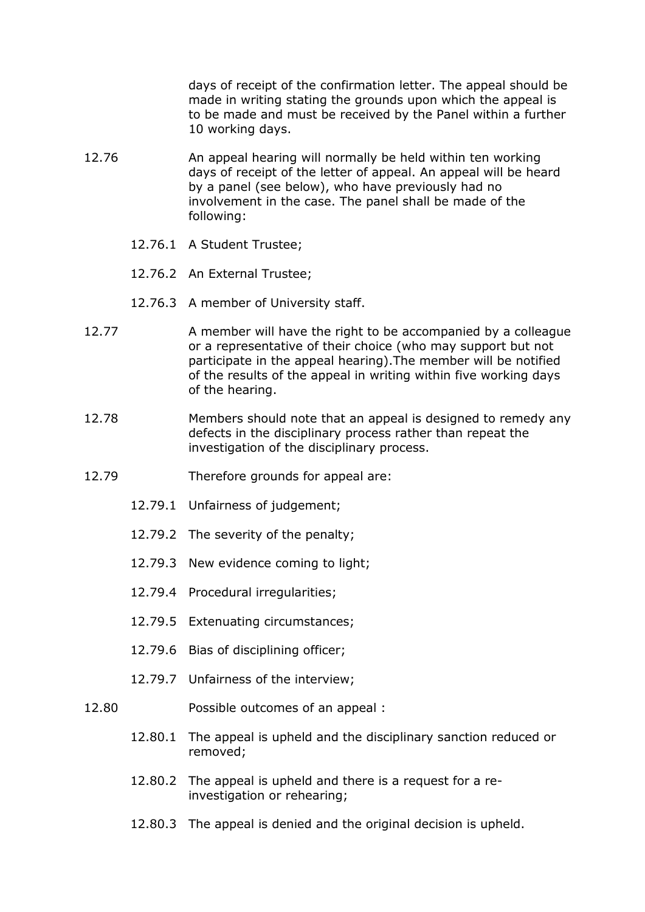days of receipt of the confirmation letter. The appeal should be made in writing stating the grounds upon which the appeal is to be made and must be received by the Panel within a further 10 working days.

12.76 An appeal hearing will normally be held within ten working days of receipt of the letter of appeal. An appeal will be heard by a panel (see below), who have previously had no involvement in the case. The panel shall be made of the following:

- 12.76.1 A Student Trustee;
- 12.76.2 An External Trustee;
- 12.76.3 A member of University staff.

12.77 A member will have the right to be accompanied by a colleague or a representative of their choice (who may support but not participate in the appeal hearing).The member will be notified of the results of the appeal in writing within five working days of the hearing.

12.78 Members should note that an appeal is designed to remedy any defects in the disciplinary process rather than repeat the investigation of the disciplinary process.

12.79 Therefore grounds for appeal are:

- 12.79.1 Unfairness of judgement;
- 12.79.2 The severity of the penalty;
- 12.79.3 New evidence coming to light;
- 12.79.4 Procedural irregularities;
- 12.79.5 Extenuating circumstances;
- 12.79.6 Bias of disciplining officer;
- 12.79.7 Unfairness of the interview;

12.80 Possible outcomes of an appeal :

- 12.80.1 The appeal is upheld and the disciplinary sanction reduced or removed;
- 12.80.2 The appeal is upheld and there is a request for a re-investigation or rehearing;
- 12.80.3 The appeal is denied and the original decision is upheld.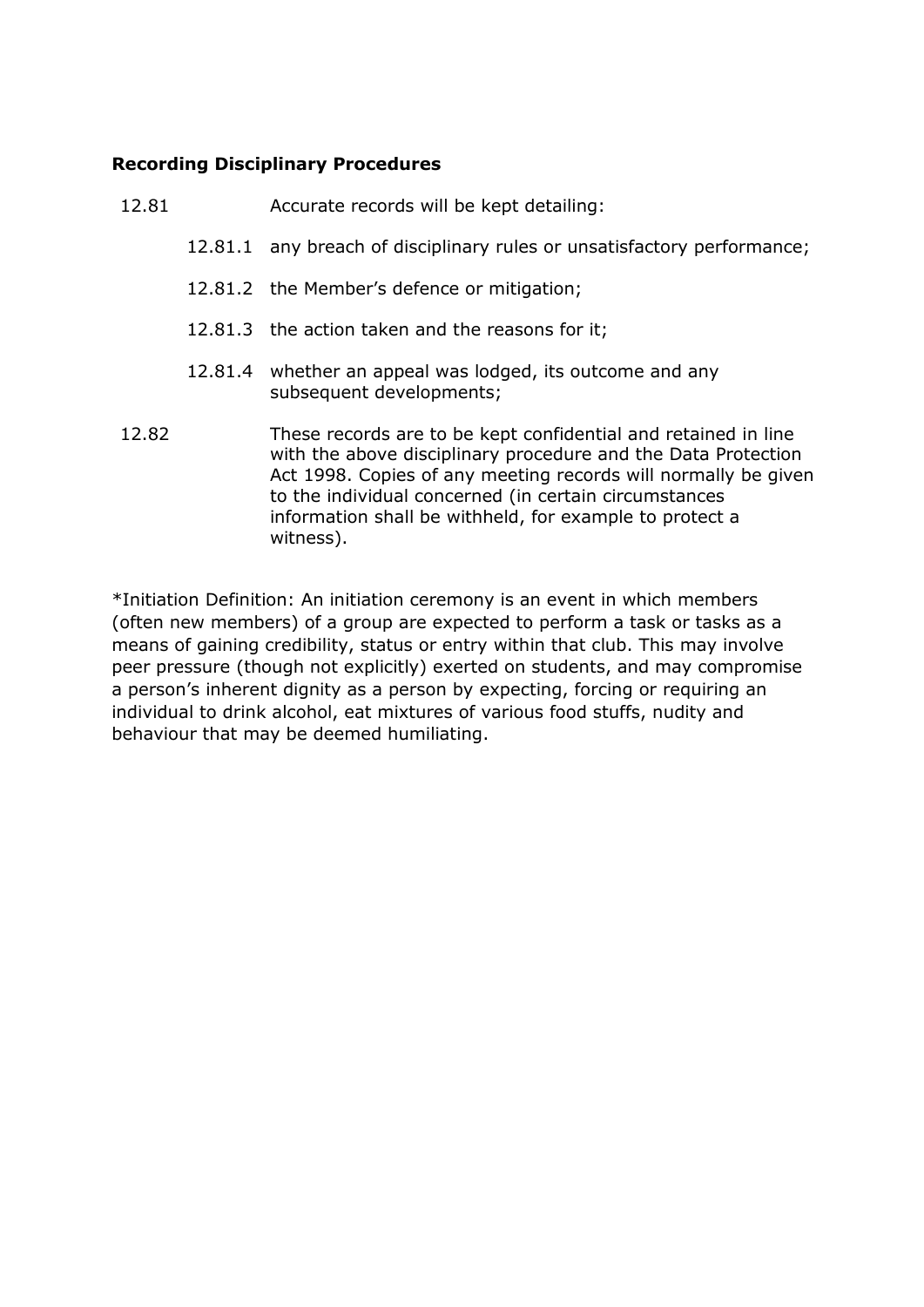**Recording Disciplinary Procedures**

12.81 Accurate records will be kept detailing:

- 12.81.1 any breach of disciplinary rules or unsatisfactory performance;
- 12.81.2 the Member's defence or mitigation;
- 12.81.3 the action taken and the reasons for it;
- 12.81.4 whether an appeal was lodged, its outcome and any subsequent developments;

12.82 These records are to be kept confidential and retained in line with the above disciplinary procedure and the Data Protection Act 1998. Copies of any meeting records will normally be given to the individual concerned (in certain circumstances information shall be withheld, for example to protect a witness).

*Initiation Definition: An initiation ceremony is an event in which members (often new members) of a group are expected to perform a task or tasks as a means of gaining credibility, status or entry within that club. This may involve peer pressure (though not explicitly) exerted on students, and may compromise a person's inherent dignity as a person by expecting, forcing or requiring an individual to drink alcohol, eat mixtures of various food stuffs, nudity and behaviour that may be deemed humiliating.